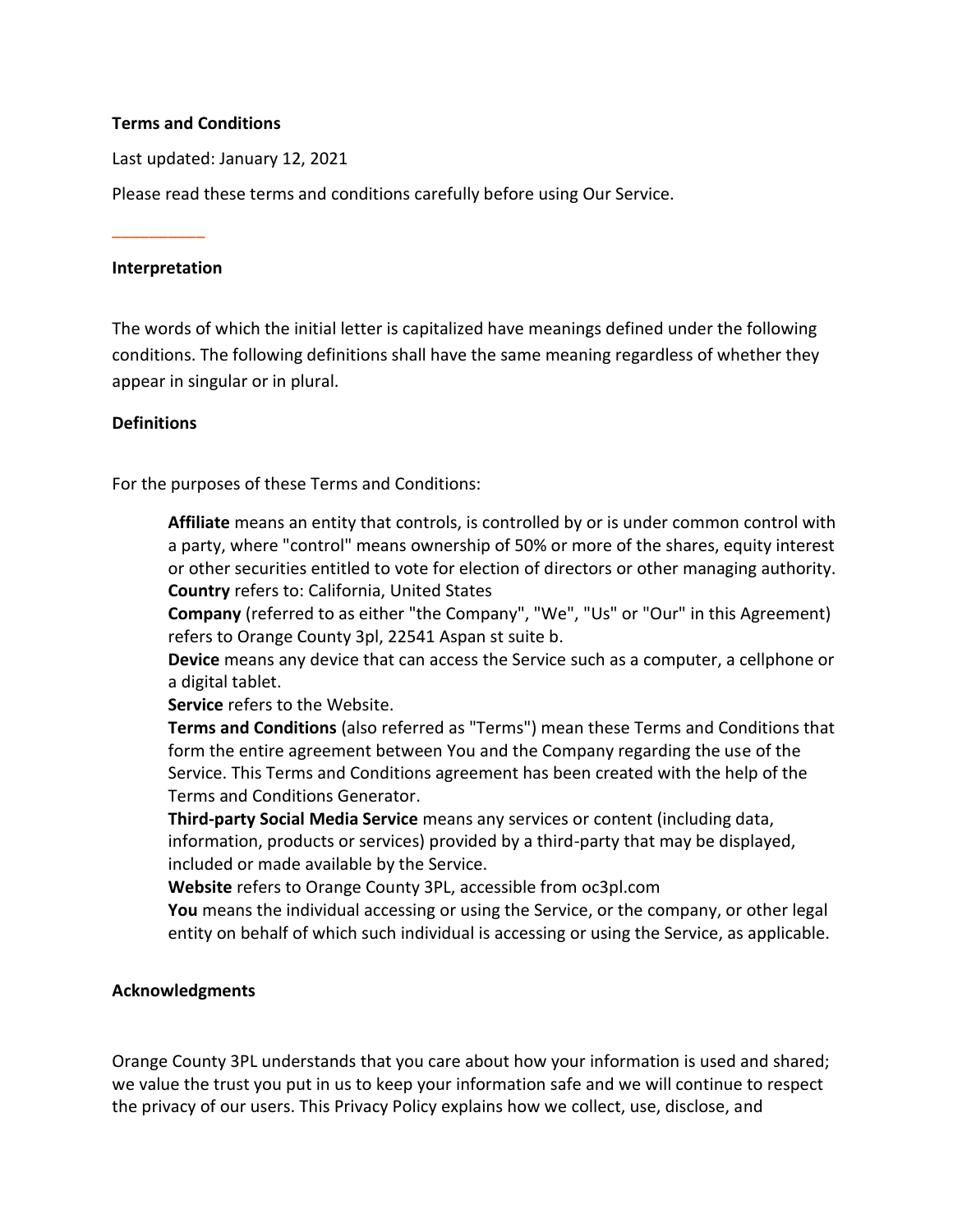**Terms and Conditions**

Last updated: January 12, 2021

Please read these terms and conditions carefully before using Our Service.

---

**Interpretation**

The words of which the initial letter is capitalized have meanings defined under the following conditions. The following definitions shall have the same meaning regardless of whether they appear in singular or in plural.

**Definitions**

For the purposes of these Terms and Conditions:

**Affiliate** means an entity that controls, is controlled by or is under common control with a party, where "control" means ownership of 50% or more of the shares, equity interest or other securities entitled to vote for election of directors or other managing authority.
**Country** refers to: California, United States
**Company** (referred to as either "the Company", "We", "Us" or "Our" in this Agreement) refers to Orange County 3pl, 22541 Aspan st suite b.
**Device** means any device that can access the Service such as a computer, a cellphone or a digital tablet.
**Service** refers to the Website.
**Terms and Conditions** (also referred as "Terms") mean these Terms and Conditions that form the entire agreement between You and the Company regarding the use of the Service. This Terms and Conditions agreement has been created with the help of the Terms and Conditions Generator.
**Third-party Social Media Service** means any services or content (including data, information, products or services) provided by a third-party that may be displayed, included or made available by the Service.
**Website** refers to Orange County 3PL, accessible from oc3pl.com
**You** means the individual accessing or using the Service, or the company, or other legal entity on behalf of which such individual is accessing or using the Service, as applicable.

**Acknowledgments**

Orange County 3PL understands that you care about how your information is used and shared; we value the trust you put in us to keep your information safe and we will continue to respect the privacy of our users. This Privacy Policy explains how we collect, use, disclose, and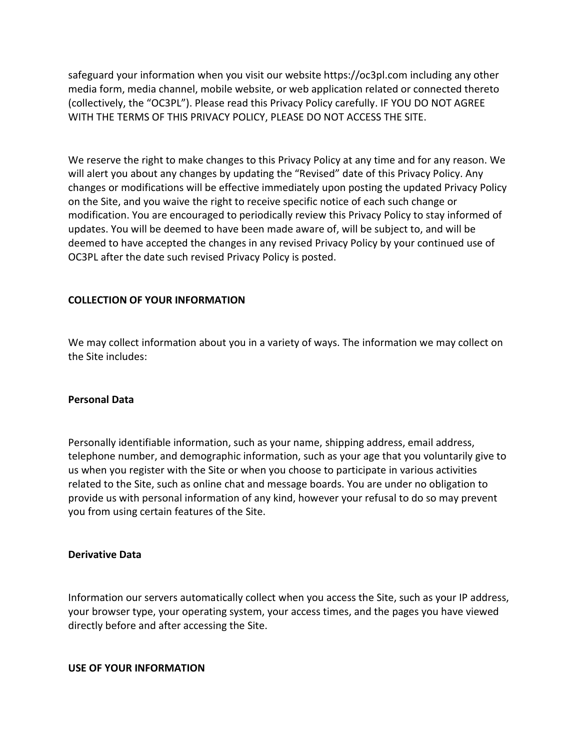safeguard your information when you visit our website https://oc3pl.com including any other media form, media channel, mobile website, or web application related or connected thereto (collectively, the “OC3PL”). Please read this Privacy Policy carefully. IF YOU DO NOT AGREE WITH THE TERMS OF THIS PRIVACY POLICY, PLEASE DO NOT ACCESS THE SITE.

We reserve the right to make changes to this Privacy Policy at any time and for any reason. We will alert you about any changes by updating the “Revised” date of this Privacy Policy. Any changes or modifications will be effective immediately upon posting the updated Privacy Policy on the Site, and you waive the right to receive specific notice of each such change or modification. You are encouraged to periodically review this Privacy Policy to stay informed of updates. You will be deemed to have been made aware of, will be subject to, and will be deemed to have accepted the changes in any revised Privacy Policy by your continued use of OC3PL after the date such revised Privacy Policy is posted.

**COLLECTION OF YOUR INFORMATION**

We may collect information about you in a variety of ways. The information we may collect on the Site includes:

**Personal Data**

Personally identifiable information, such as your name, shipping address, email address, telephone number, and demographic information, such as your age that you voluntarily give to us when you register with the Site or when you choose to participate in various activities related to the Site, such as online chat and message boards. You are under no obligation to provide us with personal information of any kind, however your refusal to do so may prevent you from using certain features of the Site.

**Derivative Data**

Information our servers automatically collect when you access the Site, such as your IP address, your browser type, your operating system, your access times, and the pages you have viewed directly before and after accessing the Site.

**USE OF YOUR INFORMATION**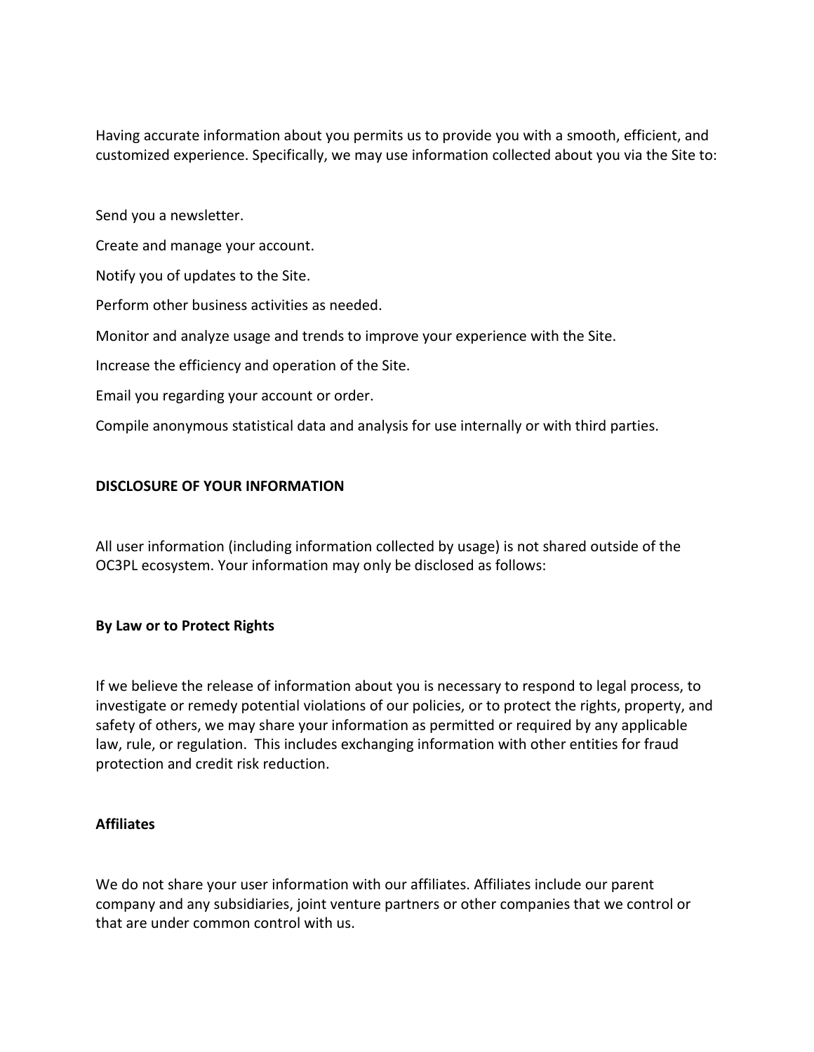Having accurate information about you permits us to provide you with a smooth, efficient, and customized experience. Specifically, we may use information collected about you via the Site to:

Send you a newsletter.

Create and manage your account.

Notify you of updates to the Site.

Perform other business activities as needed.

Monitor and analyze usage and trends to improve your experience with the Site.

Increase the efficiency and operation of the Site.

Email you regarding your account or order.

Compile anonymous statistical data and analysis for use internally or with third parties.

**DISCLOSURE OF YOUR INFORMATION**

All user information (including information collected by usage) is not shared outside of the OC3PL ecosystem. Your information may only be disclosed as follows:

**By Law or to Protect Rights**

If we believe the release of information about you is necessary to respond to legal process, to investigate or remedy potential violations of our policies, or to protect the rights, property, and safety of others, we may share your information as permitted or required by any applicable law, rule, or regulation. This includes exchanging information with other entities for fraud protection and credit risk reduction.

**Affiliates**

We do not share your user information with our affiliates. Affiliates include our parent company and any subsidiaries, joint venture partners or other companies that we control or that are under common control with us.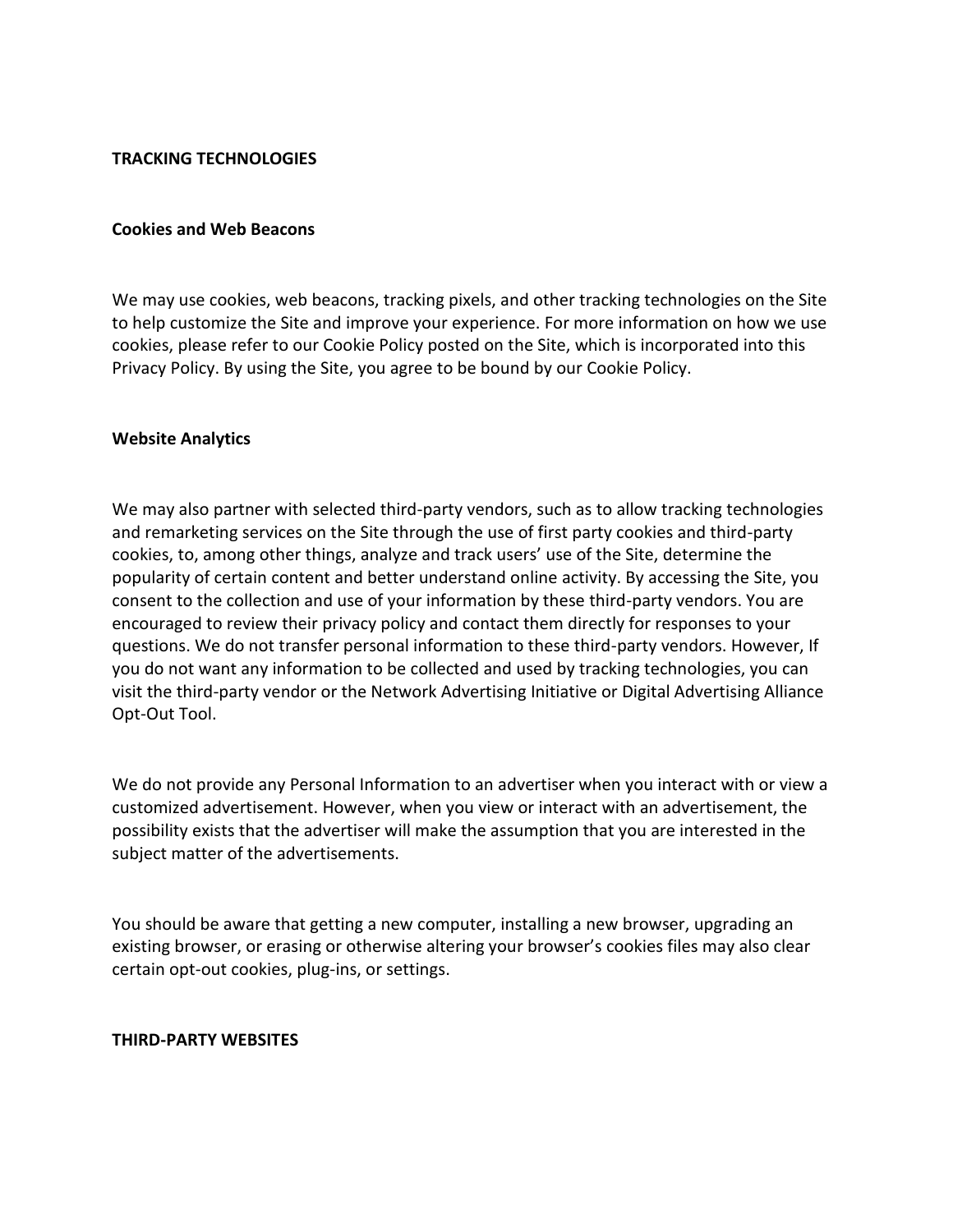## TRACKING TECHNOLOGIES

### Cookies and Web Beacons

We may use cookies, web beacons, tracking pixels, and other tracking technologies on the Site to help customize the Site and improve your experience. For more information on how we use cookies, please refer to our Cookie Policy posted on the Site, which is incorporated into this Privacy Policy. By using the Site, you agree to be bound by our Cookie Policy.

### Website Analytics

We may also partner with selected third-party vendors, such as to allow tracking technologies and remarketing services on the Site through the use of first party cookies and third-party cookies, to, among other things, analyze and track users' use of the Site, determine the popularity of certain content and better understand online activity. By accessing the Site, you consent to the collection and use of your information by these third-party vendors. You are encouraged to review their privacy policy and contact them directly for responses to your questions. We do not transfer personal information to these third-party vendors. However, If you do not want any information to be collected and used by tracking technologies, you can visit the third-party vendor or the Network Advertising Initiative or Digital Advertising Alliance Opt-Out Tool.

We do not provide any Personal Information to an advertiser when you interact with or view a customized advertisement. However, when you view or interact with an advertisement, the possibility exists that the advertiser will make the assumption that you are interested in the subject matter of the advertisements.

You should be aware that getting a new computer, installing a new browser, upgrading an existing browser, or erasing or otherwise altering your browser's cookies files may also clear certain opt-out cookies, plug-ins, or settings.

## THIRD-PARTY WEBSITES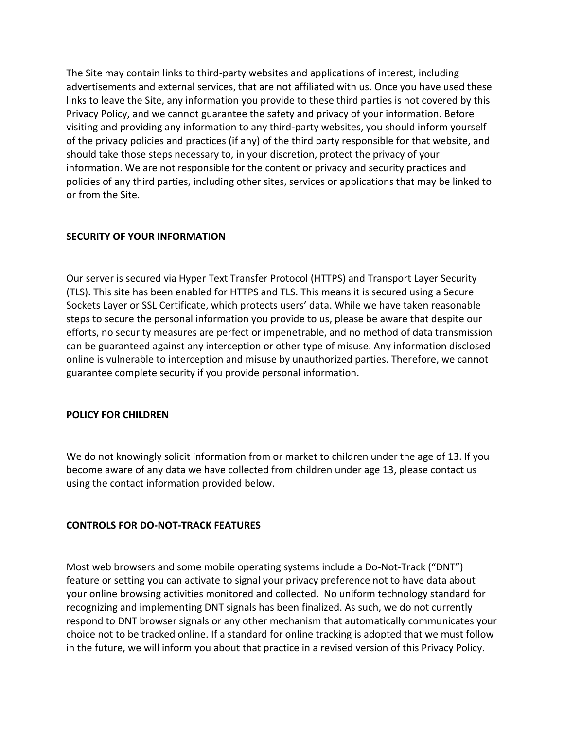The Site may contain links to third-party websites and applications of interest, including advertisements and external services, that are not affiliated with us. Once you have used these links to leave the Site, any information you provide to these third parties is not covered by this Privacy Policy, and we cannot guarantee the safety and privacy of your information. Before visiting and providing any information to any third-party websites, you should inform yourself of the privacy policies and practices (if any) of the third party responsible for that website, and should take those steps necessary to, in your discretion, protect the privacy of your information. We are not responsible for the content or privacy and security practices and policies of any third parties, including other sites, services or applications that may be linked to or from the Site.

**SECURITY OF YOUR INFORMATION**

Our server is secured via Hyper Text Transfer Protocol (HTTPS) and Transport Layer Security (TLS). This site has been enabled for HTTPS and TLS. This means it is secured using a Secure Sockets Layer or SSL Certificate, which protects users' data. While we have taken reasonable steps to secure the personal information you provide to us, please be aware that despite our efforts, no security measures are perfect or impenetrable, and no method of data transmission can be guaranteed against any interception or other type of misuse. Any information disclosed online is vulnerable to interception and misuse by unauthorized parties. Therefore, we cannot guarantee complete security if you provide personal information.

**POLICY FOR CHILDREN**

We do not knowingly solicit information from or market to children under the age of 13. If you become aware of any data we have collected from children under age 13, please contact us using the contact information provided below.

**CONTROLS FOR DO-NOT-TRACK FEATURES**

Most web browsers and some mobile operating systems include a Do-Not-Track ("DNT") feature or setting you can activate to signal your privacy preference not to have data about your online browsing activities monitored and collected. No uniform technology standard for recognizing and implementing DNT signals has been finalized. As such, we do not currently respond to DNT browser signals or any other mechanism that automatically communicates your choice not to be tracked online. If a standard for online tracking is adopted that we must follow in the future, we will inform you about that practice in a revised version of this Privacy Policy.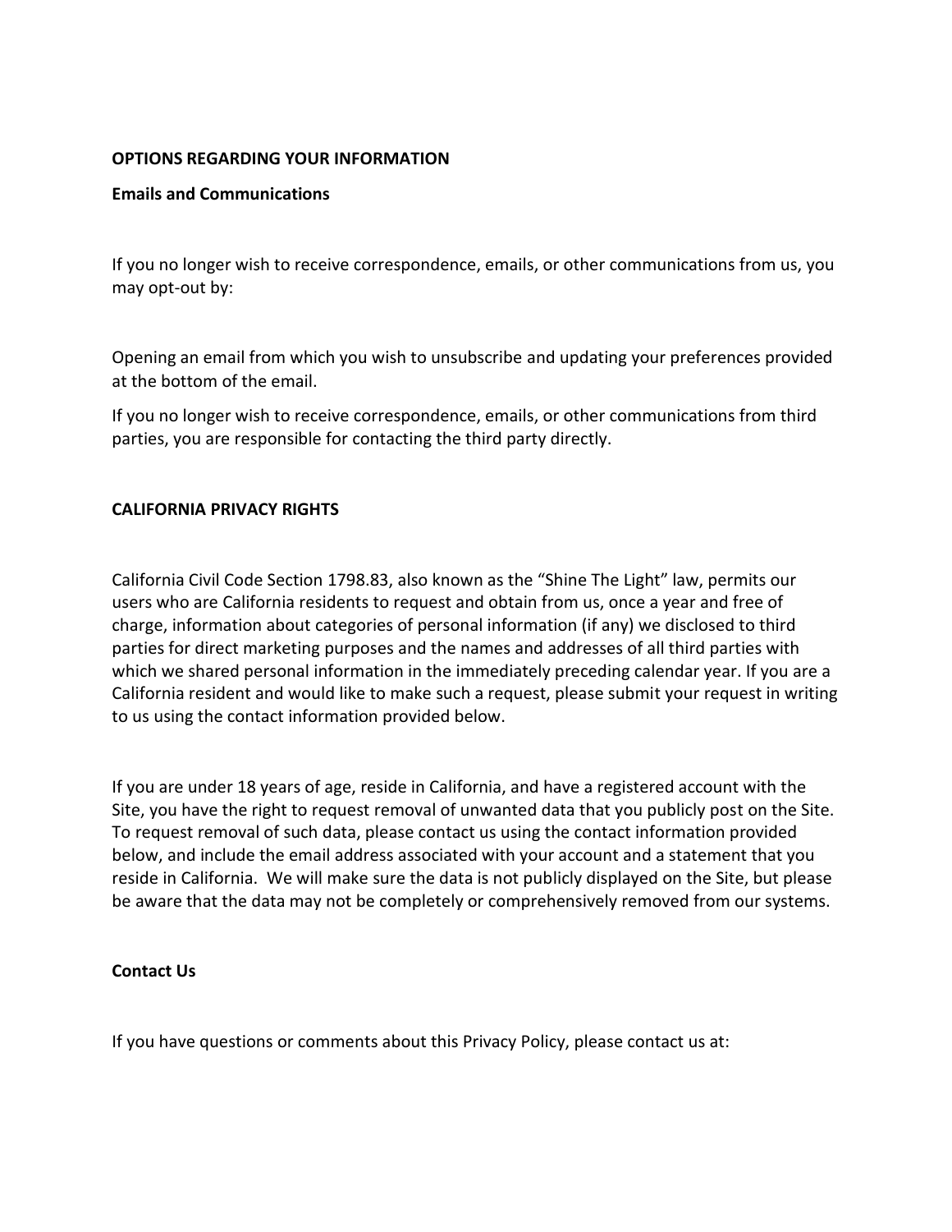**OPTIONS REGARDING YOUR INFORMATION**

**Emails and Communications**

If you no longer wish to receive correspondence, emails, or other communications from us, you may opt-out by:

Opening an email from which you wish to unsubscribe and updating your preferences provided at the bottom of the email.

If you no longer wish to receive correspondence, emails, or other communications from third parties, you are responsible for contacting the third party directly.

**CALIFORNIA PRIVACY RIGHTS**

California Civil Code Section 1798.83, also known as the "Shine The Light" law, permits our users who are California residents to request and obtain from us, once a year and free of charge, information about categories of personal information (if any) we disclosed to third parties for direct marketing purposes and the names and addresses of all third parties with which we shared personal information in the immediately preceding calendar year. If you are a California resident and would like to make such a request, please submit your request in writing to us using the contact information provided below.

If you are under 18 years of age, reside in California, and have a registered account with the Site, you have the right to request removal of unwanted data that you publicly post on the Site. To request removal of such data, please contact us using the contact information provided below, and include the email address associated with your account and a statement that you reside in California. We will make sure the data is not publicly displayed on the Site, but please be aware that the data may not be completely or comprehensively removed from our systems.

**Contact Us**

If you have questions or comments about this Privacy Policy, please contact us at: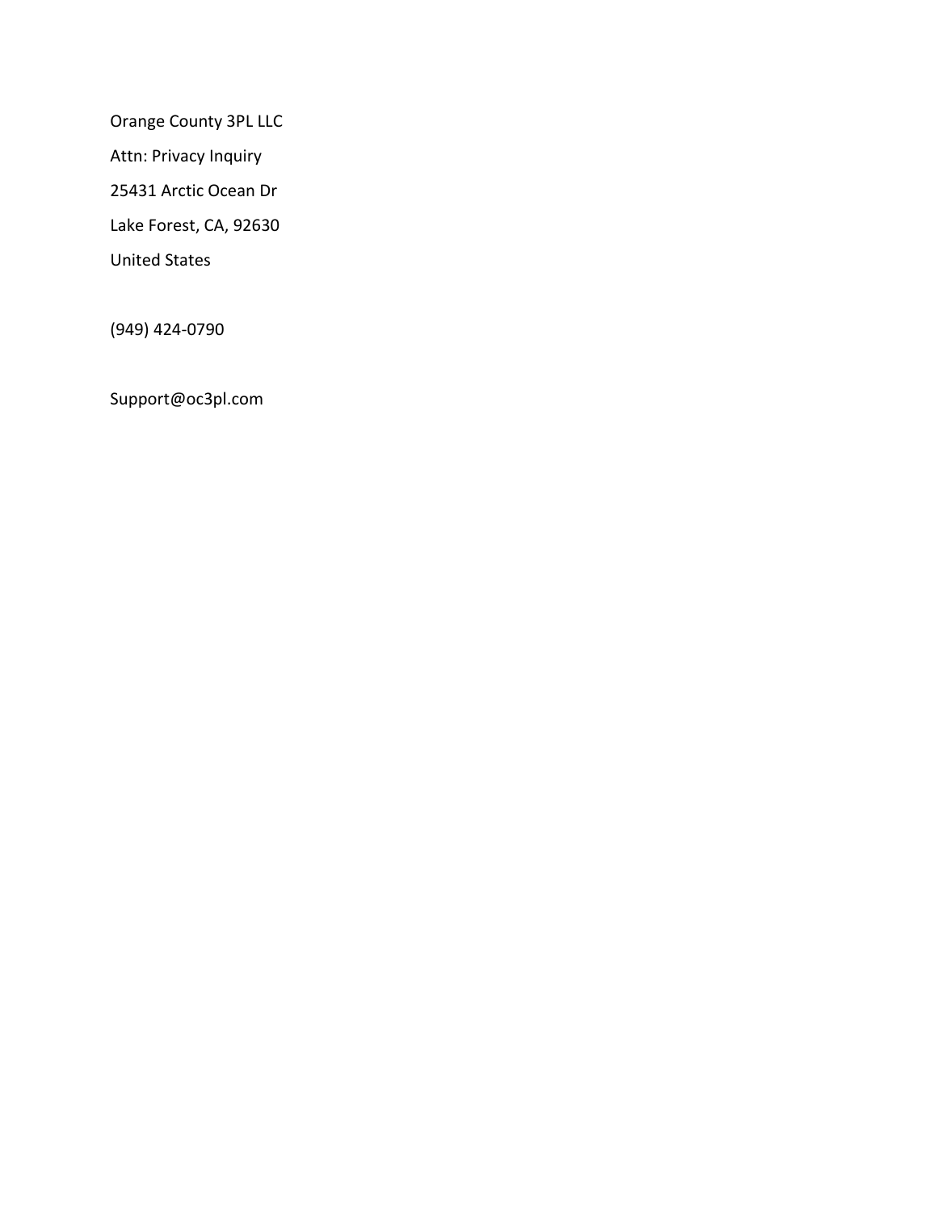Orange County 3PL LLC

Attn: Privacy Inquiry

25431 Arctic Ocean Dr

Lake Forest, CA, 92630

United States

(949) 424-0790

Support@oc3pl.com